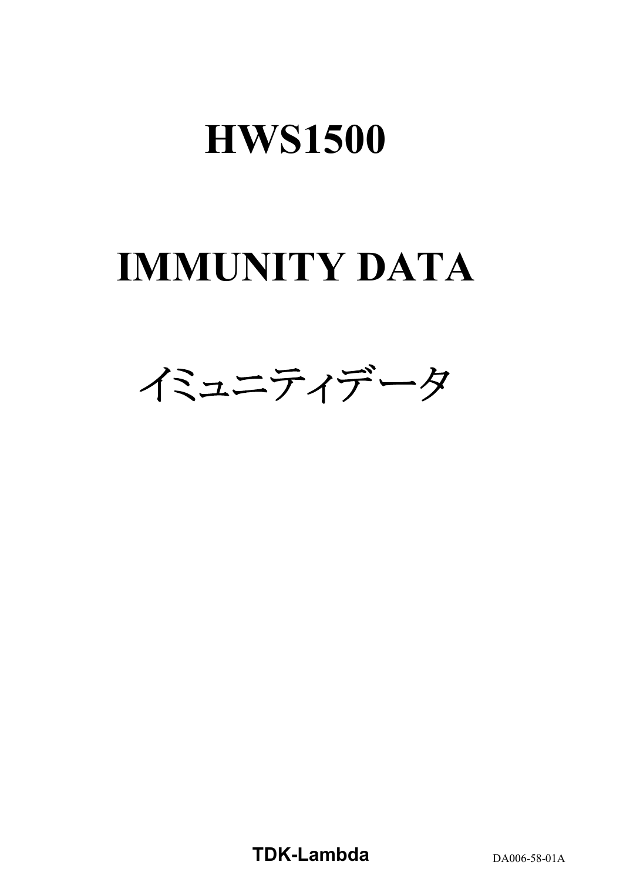# HWS1500

# IMMUNITY DATA

# イミュニティデータ

**TDK-Lambda**

DA006-58-01A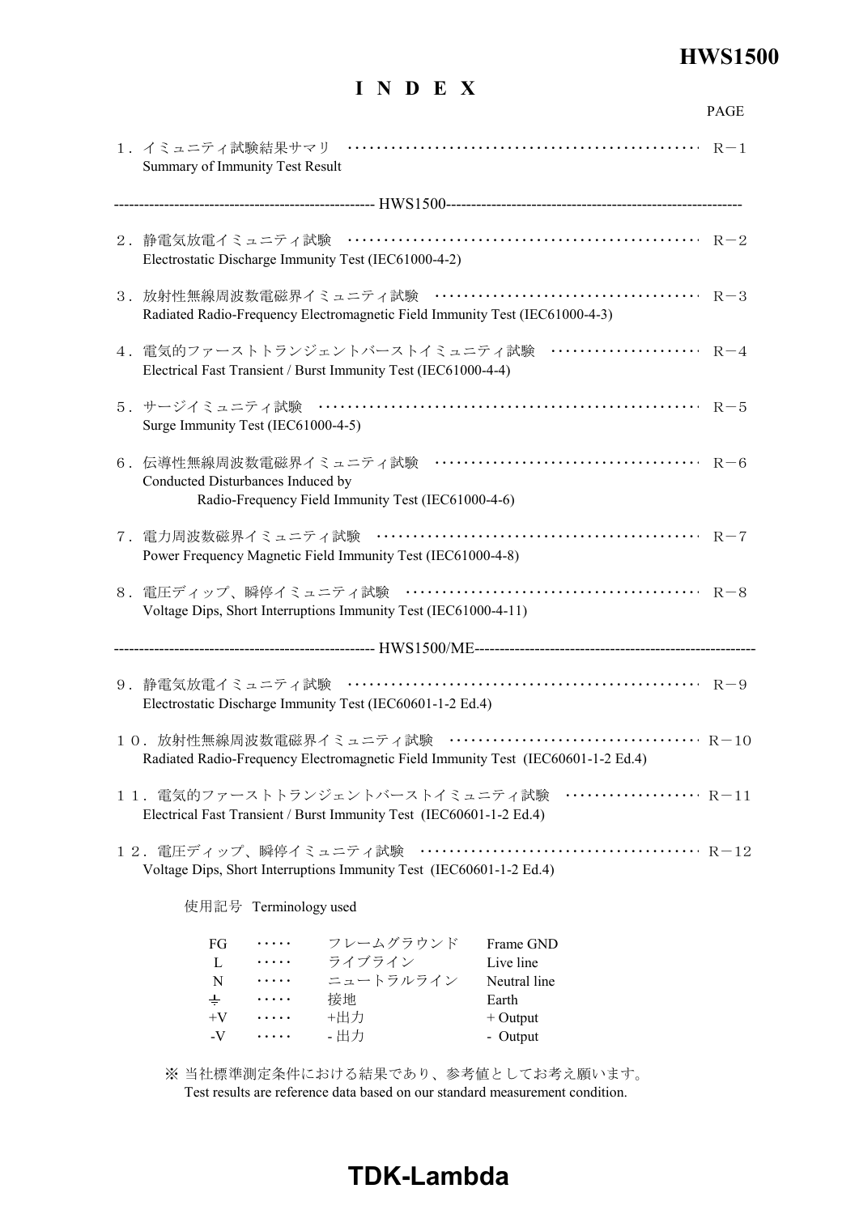# I N D E X

PAGE

１．イミュニティ試験結果サマリ ・・・・・・・・・・・・・・・・・・・・・・・・・・・・・・・・・・・・・・・・・・・・・・・ R－1
Summary of Immunity Test Result

---------------------------------------------------- HWS1500 ----------------------------------------------------

２．静電気放電イミュニティ試験 ・・・・・・・・・・・・・・・・・・・・・・・・・・・・・・・・・・・・・・・・・・・・・・・ R－2
Electrostatic Discharge Immunity Test (IEC61000-4-2)

３．放射性無線周波数電磁界イミュニティ試験 ・・・・・・・・・・・・・・・・・・・・・・・・・・・・・・・・・・・・・・ R－3
Radiated Radio-Frequency Electromagnetic Field Immunity Test (IEC61000-4-3)

４．電気的ファーストトランジェントバーストイミュニティ試験 ・・・・・・・・・・・・・・・・・・・・・・ R－4
Electrical Fast Transient / Burst Immunity Test (IEC61000-4-4)

５．サージイミュニティ試験 ・・・・・・・・・・・・・・・・・・・・・・・・・・・・・・・・・・・・・・・・・・・・・・・・・・・・ R－5
Surge Immunity Test (IEC61000-4-5)

６．伝導性無線周波数電磁界イミュニティ試験 ・・・・・・・・・・・・・・・・・・・・・・・・・・・・・・・・・・・・・・ R－6
Conducted Disturbances Induced by
Radio-Frequency Field Immunity Test (IEC61000-4-6)

７．電力周波数磁界イミュニティ試験 ・・・・・・・・・・・・・・・・・・・・・・・・・・・・・・・・・・・・・・・・・・・・・・ R－7
Power Frequency Magnetic Field Immunity Test (IEC61000-4-8)

８．電圧ディップ、瞬停イミュニティ試験 ・・・・・・・・・・・・・・・・・・・・・・・・・・・・・・・・・・・・・・・・・・ R－8
Voltage Dips, Short Interruptions Immunity Test (IEC61000-4-11)

---------------------------------------------------- HWS1500/ME ----------------------------------------------------

９．静電気放電イミュニティ試験 ・・・・・・・・・・・・・・・・・・・・・・・・・・・・・・・・・・・・・・・・・・・・・・・・ R－9
Electrostatic Discharge Immunity Test (IEC60601-1-2 Ed.4)

１０．放射性無線周波数電磁界イミュニティ試験 ・・・・・・・・・・・・・・・・・・・・・・・・・・・・・・・・・・・ R－10
Radiated Radio-Frequency Electromagnetic Field Immunity Test (IEC60601-1-2 Ed.4)

１１．電気的ファーストトランジェントバーストイミュニティ試験 ・・・・・・・・・・・・・・・・・・・ R－11
Electrical Fast Transient / Burst Immunity Test (IEC60601-1-2 Ed.4)

１２．電圧ディップ、瞬停イミュニティ試験 ・・・・・・・・・・・・・・・・・・・・・・・・・・・・・・・・・・・・・・・ R－12
Voltage Dips, Short Interruptions Immunity Test (IEC60601-1-2 Ed.4)

使用記号 Terminology used

| | | | |
|---|---|---|---|
| FG | ・・・・・ | フレームグラウンド | Frame GND |
| L | ・・・・・ | ライブライン | Live line |
| N | ・・・・・ | ニュートラルライン | Neutral line |
| ⏚ | ・・・・・ | 接地 | Earth |
| +V | ・・・・・ | +出力 | + Output |
| -V | ・・・・・ | - 出力 | - Output |

※ 当社標準測定条件における結果であり、参考値としてお考え願います。
Test results are reference data based on our standard measurement condition.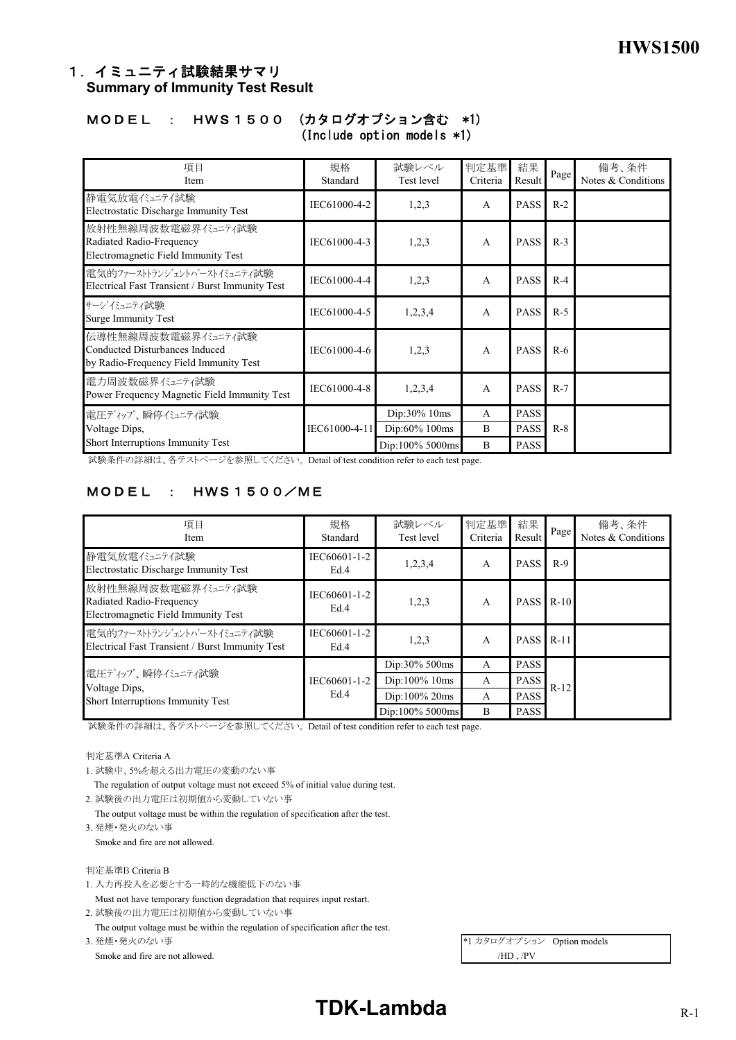## １．イミュニティ試験結果サマリ
**Summary of Immunity Test Result**

### ＭＯＤＥＬ　：　ＨＷＳ１５００　(カタログオプション含む　*1)
(Include option models *1)

| 項目<br>Item | 規格<br>Standard | 試験レベル<br>Test level | 判定基準<br>Criteria | 結果<br>Result | Page | 備考、条件<br>Notes & Conditions |
|---|---|---|---|---|---|---|
| 静電気放電イミュニティ試験<br>Electrostatic Discharge Immunity Test | IEC61000-4-2 | 1,2,3 | A | PASS | R-2 | |
| 放射性無線周波数電磁界イミュニティ試験<br>Radiated Radio-Frequency<br>Electromagnetic Field Immunity Test | IEC61000-4-3 | 1,2,3 | A | PASS | R-3 | |
| 電気的ファーストトランジェントバーストイミュニティ試験<br>Electrical Fast Transient / Burst Immunity Test | IEC61000-4-4 | 1,2,3 | A | PASS | R-4 | |
| サージイミュニティ試験<br>Surge Immunity Test | IEC61000-4-5 | 1,2,3,4 | A | PASS | R-5 | |
| 伝導性無線周波数電磁界イミュニティ試験<br>Conducted Disturbances Induced<br>by Radio-Frequency Field Immunity Test | IEC61000-4-6 | 1,2,3 | A | PASS | R-6 | |
| 電力周波数磁界イミュニティ試験<br>Power Frequency Magnetic Field Immunity Test | IEC61000-4-8 | 1,2,3,4 | A | PASS | R-7 | |
| 電圧ディップ、瞬停イミュニティ試験<br>Voltage Dips,<br>Short Interruptions Immunity Test | IEC61000-4-11 | Dip:30% 10ms | A | PASS | R-8 | |
| | | Dip:60% 100ms | B | PASS | | |
| | | Dip:100% 5000ms | B | PASS | | |

試験条件の詳細は、各テストページを参照してください。Detail of test condition refer to each test page.

### ＭＯＤＥＬ　：　ＨＷＳ１５００／ＭＥ

| 項目<br>Item | 規格<br>Standard | 試験レベル<br>Test level | 判定基準<br>Criteria | 結果<br>Result | Page | 備考、条件<br>Notes & Conditions |
|---|---|---|---|---|---|---|
| 静電気放電イミュニティ試験<br>Electrostatic Discharge Immunity Test | IEC60601-1-2<br>Ed.4 | 1,2,3,4 | A | PASS | R-9 | |
| 放射性無線周波数電磁界イミュニティ試験<br>Radiated Radio-Frequency<br>Electromagnetic Field Immunity Test | IEC60601-1-2<br>Ed.4 | 1,2,3 | A | PASS | R-10 | |
| 電気的ファーストトランジェントバーストイミュニティ試験<br>Electrical Fast Transient / Burst Immunity Test | IEC60601-1-2<br>Ed.4 | 1,2,3 | A | PASS | R-11 | |
| 電圧ディップ、瞬停イミュニティ試験<br>Voltage Dips,<br>Short Interruptions Immunity Test | IEC60601-1-2<br>Ed.4 | Dip:30% 500ms | A | PASS | R-12 | |
| | | Dip:100% 10ms | A | PASS | | |
| | | Dip:100% 20ms | A | PASS | | |
| | | Dip:100% 5000ms | B | PASS | | |

試験条件の詳細は、各テストページを参照してください。Detail of test condition refer to each test page.

判定基準A Criteria A

1. 試験中、5%を超える出力電圧の変動のない事
   The regulation of output voltage must not exceed 5% of initial value during test.
2. 試験後の出力電圧は初期値から変動していない事
   The output voltage must be within the regulation of specification after the test.
3. 発煙・発火のない事
   Smoke and fire are not allowed.

判定基準B Criteria B

1. 入力再投入を必要とする一時的な機能低下のない事
   Must not have temporary function degradation that requires input restart.
2. 試験後の出力電圧は初期値から変動していない事
   The output voltage must be within the regulation of specification after the test.
3. 発煙・発火のない事
   Smoke and fire are not allowed.

*1 カタログオプション　Option models
/HD , /PV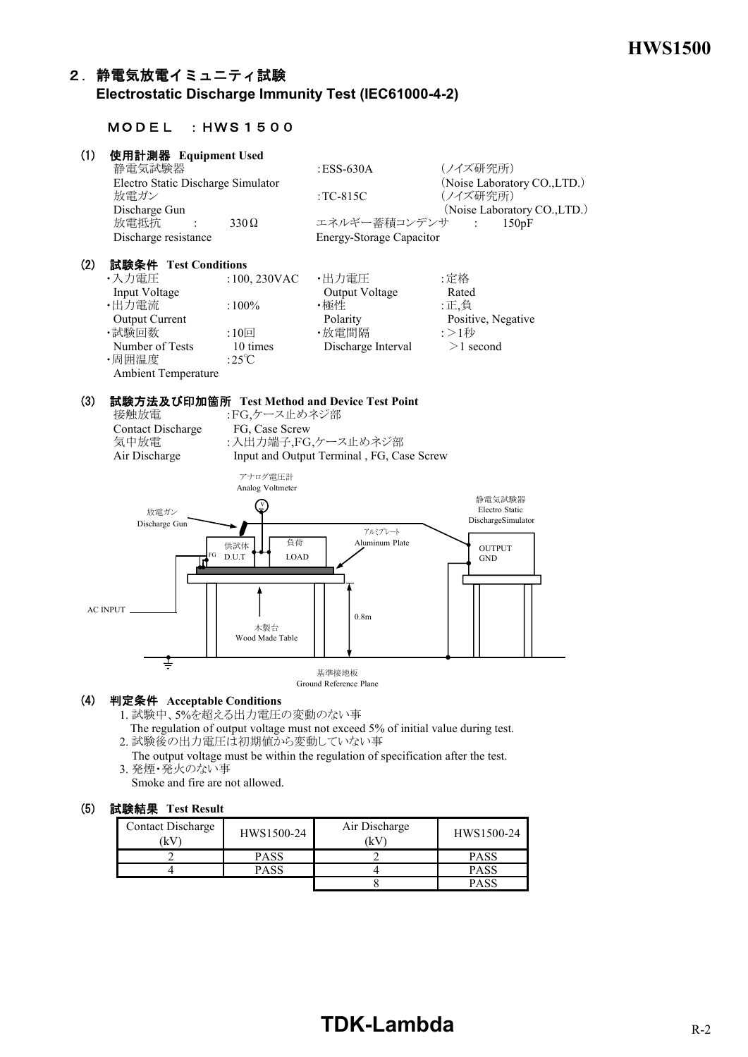## ２．静電気放電イミュニティ試験
**Electrostatic Discharge Immunity Test (IEC61000-4-2)**

ＭＯＤＥＬ　：ＨＷＳ１５００

### (1) 使用計測器 Equipment Used

| | | |
|---|---|---|
| 静電気試験器<br>Electro Static Discharge Simulator | :ESS-630A | (ノイズ研究所)<br>(Noise Laboratory CO.,LTD.) |
| 放電ガン<br>Discharge Gun | :TC-815C | (ノイズ研究所)<br>(Noise Laboratory CO.,LTD.) |
| 放電抵抗 : 330Ω<br>Discharge resistance | エネルギー蓄積コンデンサ<br>Energy-Storage Capacitor | : 150pF |

### (2) 試験条件 Test Conditions

| | | | |
|---|---|---|---|
| ・入力電圧<br>Input Voltage | :100, 230VAC | ・出力電圧<br>Output Voltage | :定格<br>Rated |
| ・出力電流<br>Output Current | :100% | ・極性<br>Polarity | :正,負<br>Positive, Negative |
| ・試験回数<br>Number of Tests | :10回<br>10 times | ・放電間隔<br>Discharge Interval | :＞1秒<br>＞1 second |
| ・周囲温度<br>Ambient Temperature | :25℃ | | |

### (3) 試験方法及び印加箇所 Test Method and Device Test Point

接触放電 :FG,ケース止めネジ部
Contact Discharge　FG, Case Screw

気中放電 :入出力端子,FG,ケース止めネジ部
Air Discharge　Input and Output Terminal , FG, Case Screw

アナログ電圧計 Analog Voltmeter
放電ガン Discharge Gun
供試体 D.U.T
負荷 LOAD
FG
アルミプレート Aluminum Plate
静電気試験器 Electro Static DischargeSimulator
OUTPUT GND
AC INPUT
木製台 Wood Made Table
0.8m
基準接地板 Ground Reference Plane

### (4) 判定条件 Acceptable Conditions

1. 試験中、5%を超える出力電圧の変動のない事
   The regulation of output voltage must not exceed 5% of initial value during test.
2. 試験後の出力電圧は初期値から変動していない事
   The output voltage must be within the regulation of specification after the test.
3. 発煙・発火のない事
   Smoke and fire are not allowed.

### (5) 試験結果 Test Result

| Contact Discharge (kV) | HWS1500-24 | Air Discharge (kV) | HWS1500-24 |
|---|---|---|---|
| 2 | PASS | 2 | PASS |
| 4 | PASS | 4 | PASS |
| | | 8 | PASS |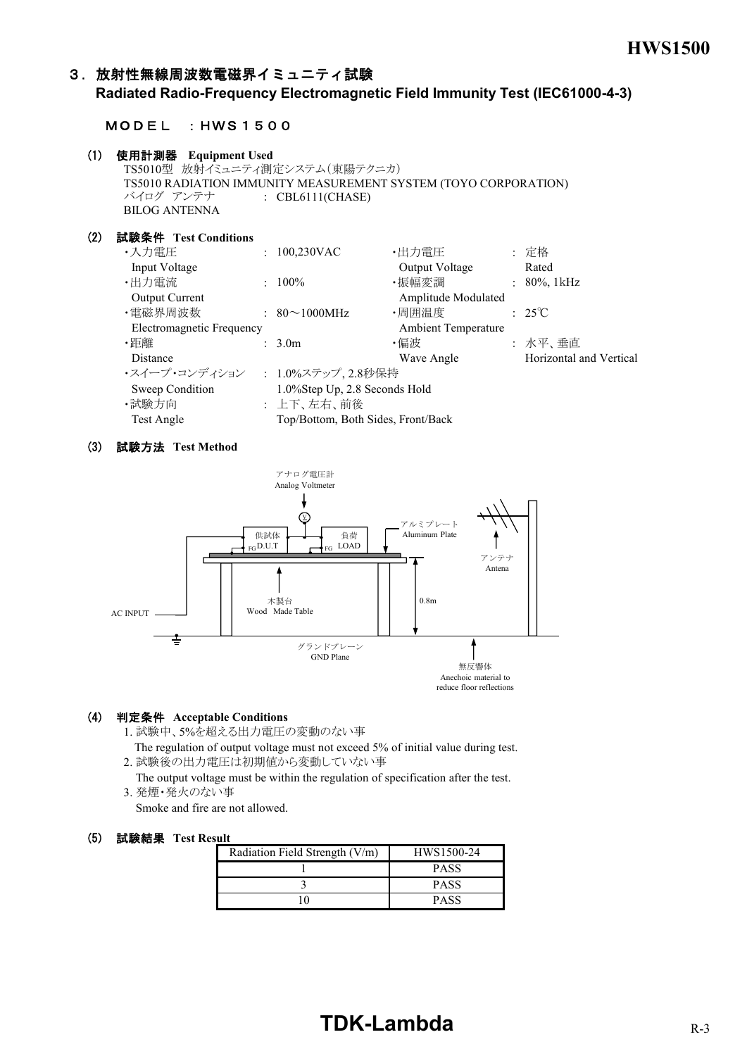## ３．放射性無線周波数電磁界イミュニティ試験
## Radiated Radio-Frequency Electromagnetic Field Immunity Test (IEC61000-4-3)

ＭＯＤＥＬ　：ＨＷＳ１５００

### (1) 使用計測器 Equipment Used

TS5010型 放射イミュニティ測定システム（東陽テクニカ）
TS5010 RADIATION IMMUNITY MEASUREMENT SYSTEM (TOYO CORPORATION)
バイログ アンテナ　: CBL6111(CHASE)
BILOG ANTENNA

### (2) 試験条件 Test Conditions

- ・入力電圧 Input Voltage : 100,230VAC
- ・出力電圧 Output Voltage : 定格 Rated
- ・出力電流 Output Current : 100%
- ・振幅変調 Amplitude Modulated : 80%, 1kHz
- ・電磁界周波数 Electromagnetic Frequency : 80～1000MHz
- ・周囲温度 Ambient Temperature : 25℃
- ・距離 Distance : 3.0m
- ・偏波 Wave Angle : 水平、垂直 Horizontal and Vertical
- ・スイープ・コンディション Sweep Condition : 1.0%ステップ, 2.8秒保持 1.0%Step Up, 2.8 Seconds Hold
- ・試験方向 Test Angle : 上下、左右、前後 Top/Bottom, Both Sides, Front/Back

### (3) 試験方法 Test Method

アナログ電圧計 Analog Voltmeter
供試体 D.U.T　負荷 LOAD　FG
アルミプレート Aluminum Plate
アンテナ Antena
木製台 Wood Made Table
0.8m
AC INPUT
グランドプレーン GND Plane
無反響体 Anechoic material to reduce floor reflections

### (4) 判定条件 Acceptable Conditions

1. 試験中、5%を超える出力電圧の変動のない事
   The regulation of output voltage must not exceed 5% of initial value during test.
2. 試験後の出力電圧は初期値から変動していない事
   The output voltage must be within the regulation of specification after the test.
3. 発煙・発火のない事
   Smoke and fire are not allowed.

### (5) 試験結果 Test Result

| Radiation Field Strength (V/m) | HWS1500-24 |
|---|---|
| 1 | PASS |
| 3 | PASS |
| 10 | PASS |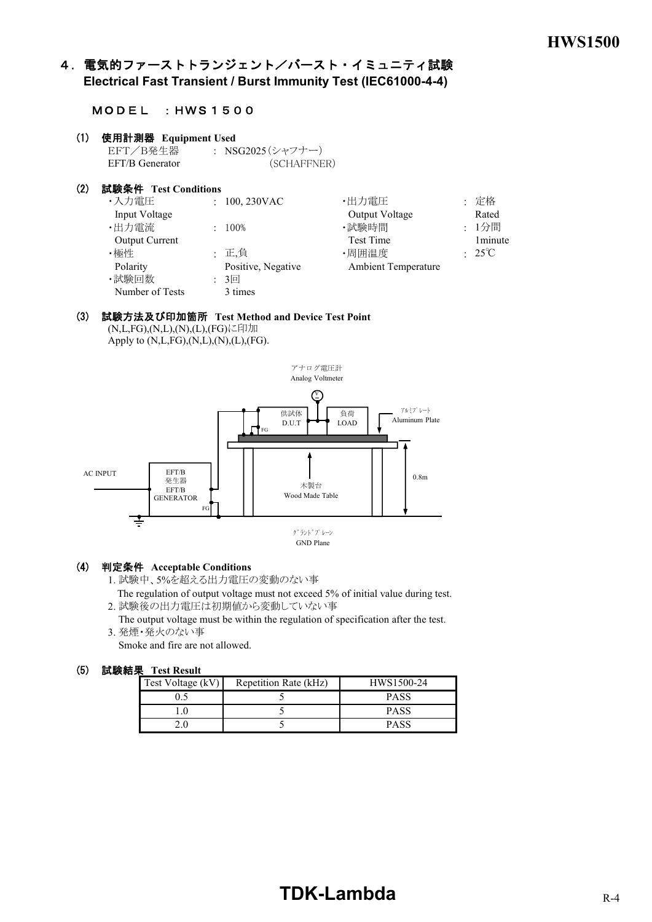## ４．電気的ファーストトランジェント／バースト・イミュニティ試験
## Electrical Fast Transient / Burst Immunity Test (IEC61000-4-4)

ＭＯＤＥＬ　：ＨＷＳ１５００

### (1) 使用計測器 Equipment Used

EFT／B発生器　　: NSG2025（シャフナー）
EFT/B Generator　　　　(SCHAFFNER)

### (2) 試験条件 Test Conditions

| | | | |
|---|---|---|---|
| ・入力電圧 Input Voltage | : 100, 230VAC | ・出力電圧 Output Voltage | : 定格 Rated |
| ・出力電流 Output Current | : 100% | ・試験時間 Test Time | : 1分間 1minute |
| ・極性 Polarity | : 正,負 Positive, Negative | ・周囲温度 Ambient Temperature | : 25℃ |
| ・試験回数 Number of Tests | : 3回 3 times | | |

### (3) 試験方法及び印加箇所 Test Method and Device Test Point

(N,L,FG),(N,L),(N),(L),(FG)に印加
Apply to (N,L,FG),(N,L),(N),(L),(FG).

アナログ電圧計 Analog Voltmeter
供試体 D.U.T
負荷 LOAD
アルミプレート Aluminum Plate
FG
AC INPUT
EFT/B発生器 EFT/B GENERATOR
木製台 Wood Made Table
0.8m
グランドプレーン GND Plane

### (4) 判定条件 Acceptable Conditions

1. 試験中、5%を超える出力電圧の変動のない事
   The regulation of output voltage must not exceed 5% of initial value during test.
2. 試験後の出力電圧は初期値から変動していない事
   The output voltage must be within the regulation of specification after the test.
3. 発煙・発火のない事
   Smoke and fire are not allowed.

### (5) 試験結果 Test Result

| Test Voltage (kV) | Repetition Rate (kHz) | HWS1500-24 |
|---|---|---|
| 0.5 | 5 | PASS |
| 1.0 | 5 | PASS |
| 2.0 | 5 | PASS |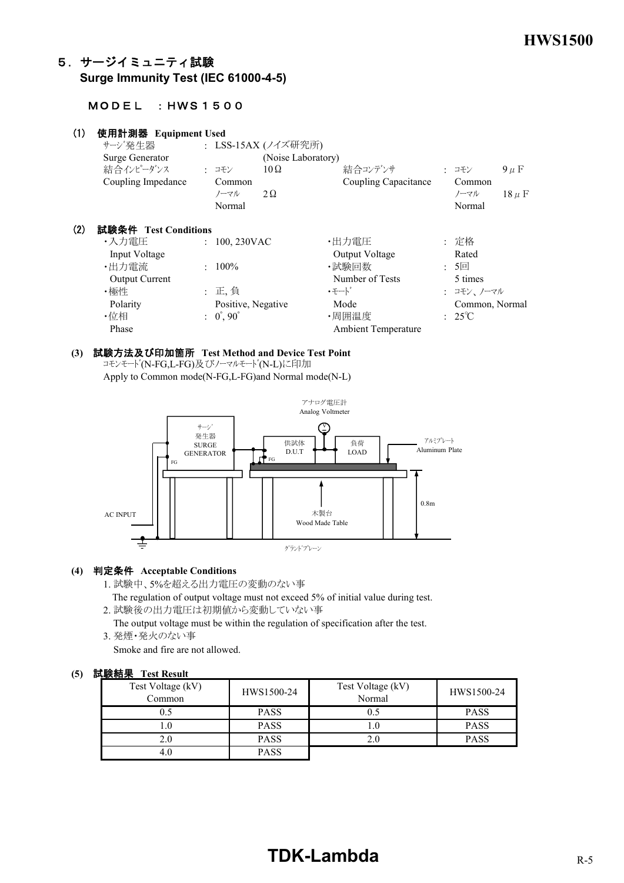## ５．サージイミュニティ試験 Surge Immunity Test (IEC 61000-4-5)

ＭＯＤＥＬ　：ＨＷＳ１５００

### (1) 使用計測器 Equipment Used

サージ発生器 : LSS-15AX (ノイズ研究所)
Surge Generator (Noise Laboratory)

結合インピーダンス : コモン Common 10Ω、ノーマル Normal 2Ω
Coupling Impedance

結合コンデンサ : コモン Common 9μF、ノーマル Normal 18μF
Coupling Capacitance

### (2) 試験条件 Test Conditions

・入力電圧 Input Voltage : 100, 230VAC
・出力電圧 Output Voltage : 定格 Rated
・出力電流 Output Current : 100%
・試験回数 Number of Tests : 5回 5 times
・極性 Polarity : 正, 負 Positive, Negative
・モード Mode : コモン、ノーマル Common, Normal
・位相 Phase : 0°, 90°
・周囲温度 Ambient Temperature : 25℃

### (3) 試験方法及び印加箇所 Test Method and Device Test Point

コモンモード(N-FG,L-FG)及びノーマルモード(N-L)に印加
Apply to Common mode(N-FG,L-FG)and Normal mode(N-L)

アナログ電圧計 Analog Voltmeter
サージ発生器 SURGE GENERATOR
供試体 D.U.T
負荷 LOAD
アルミプレート Aluminum Plate
FG
AC INPUT
木製台 Wood Made Table
0.8m
グランドプレーン

### (4) 判定条件 Acceptable Conditions

1. 試験中、5%を超える出力電圧の変動のない事
   The regulation of output voltage must not exceed 5% of initial value during test.
2. 試験後の出力電圧は初期値から変動していない事
   The output voltage must be within the regulation of specification after the test.
3. 発煙・発火のない事
   Smoke and fire are not allowed.

### (5) 試験結果 Test Result

| Test Voltage (kV) Common | HWS1500-24 | Test Voltage (kV) Normal | HWS1500-24 |
|---|---|---|---|
| 0.5 | PASS | 0.5 | PASS |
| 1.0 | PASS | 1.0 | PASS |
| 2.0 | PASS | 2.0 | PASS |
| 4.0 | PASS | | |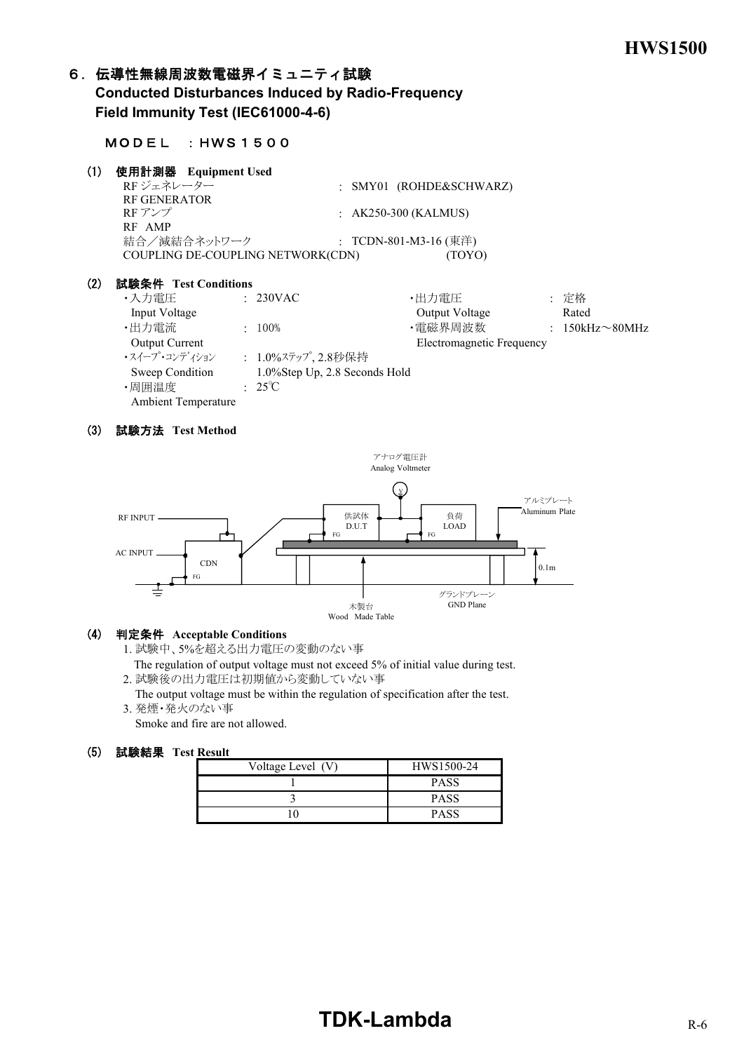## ６．伝導性無線周波数電磁界イミュニティ試験
## Conducted Disturbances Induced by Radio-Frequency Field Immunity Test (IEC61000-4-6)

ＭＯＤＥＬ　：ＨＷＳ１５００

### (1) 使用計測器 Equipment Used

RF ジェネレーター
RF GENERATOR　　: SMY01 (ROHDE&SCHWARZ)

RF アンプ
RF AMP　　: AK250-300 (KALMUS)

結合／減結合ネットワーク
COUPLING DE-COUPLING NETWORK(CDN)　　: TCDN-801-M3-16 (東洋) (TOYO)

### (2) 試験条件 Test Conditions

- ・入力電圧 Input Voltage : 230VAC
- ・出力電流 Output Current : 100%
- ・ｽｲｰﾌﾟ･ｺﾝﾃﾞｨｼｮﾝ Sweep Condition : 1.0%ｽﾃｯﾌﾟ, 2.8秒保持 1.0%Step Up, 2.8 Seconds Hold
- ・周囲温度 Ambient Temperature : 25℃
- ・出力電圧 Output Voltage : 定格 Rated
- ・電磁界周波数 Electromagnetic Frequency : 150kHz～80MHz

### (3) 試験方法 Test Method

アナログ電圧計 Analog Voltmeter
RF INPUT
AC INPUT
CDN
FG
供試体 D.U.T
負荷 LOAD
アルミプレート Aluminum Plate
0.1m
木製台 Wood Made Table
グランドプレーン GND Plane

### (4) 判定条件 Acceptable Conditions

1. 試験中、5%を超える出力電圧の変動のない事
   The regulation of output voltage must not exceed 5% of initial value during test.
2. 試験後の出力電圧は初期値から変動していない事
   The output voltage must be within the regulation of specification after the test.
3. 発煙・発火のない事
   Smoke and fire are not allowed.

### (5) 試験結果 Test Result

| Voltage Level (V) | HWS1500-24 |
|---|---|
| 1 | PASS |
| 3 | PASS |
| 10 | PASS |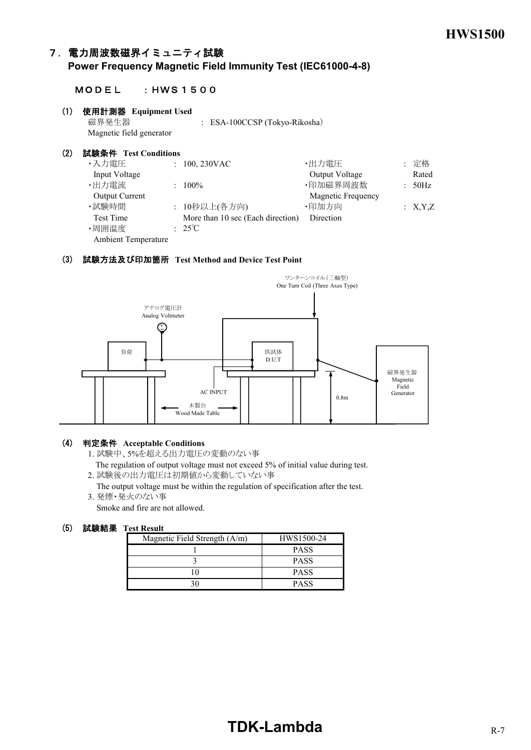## ７．電力周波数磁界イミュニティ試験
**Power Frequency Magnetic Field Immunity Test (IEC61000-4-8)**

ＭＯＤＥＬ　：ＨＷＳ１５００

### (1) 使用計測器 Equipment Used

磁界発生器 Magnetic field generator : ESA-100CCSP (Tokyo-Rikosha)

### (2) 試験条件 Test Conditions

| | | | |
|---|---|---|---|
| ・入力電圧 Input Voltage | : 100, 230VAC | ・出力電圧 Output Voltage | : 定格 Rated |
| ・出力電流 Output Current | : 100% | ・印加磁界周波数 Magnetic Frequency | : 50Hz |
| ・試験時間 Test Time | : 10秒以上(各方向) More than 10 sec (Each direction) | ・印加方向 Direction | : X,Y,Z |
| ・周囲温度 Ambient Temperature | : 25℃ | | |

### (3) 試験方法及び印加箇所 Test Method and Device Test Point

ワンターンコイル（三軸型） One Turn Coil (Three Axes Type)

アナログ電圧計 Analog Voltmeter

負荷

供試体 D.U.T

磁界発生器 Magnetic Field Generator

AC INPUT

木製台 Wood Made Table

0.8m

### (4) 判定条件 Acceptable Conditions

1. 試験中、5%を超える出力電圧の変動のない事
   The regulation of output voltage must not exceed 5% of initial value during test.
2. 試験後の出力電圧は初期値から変動していない事
   The output voltage must be within the regulation of specification after the test.
3. 発煙・発火のない事
   Smoke and fire are not allowed.

### (5) 試験結果 Test Result

| Magnetic Field Strength (A/m) | HWS1500-24 |
|---|---|
| 1 | PASS |
| 3 | PASS |
| 10 | PASS |
| 30 | PASS |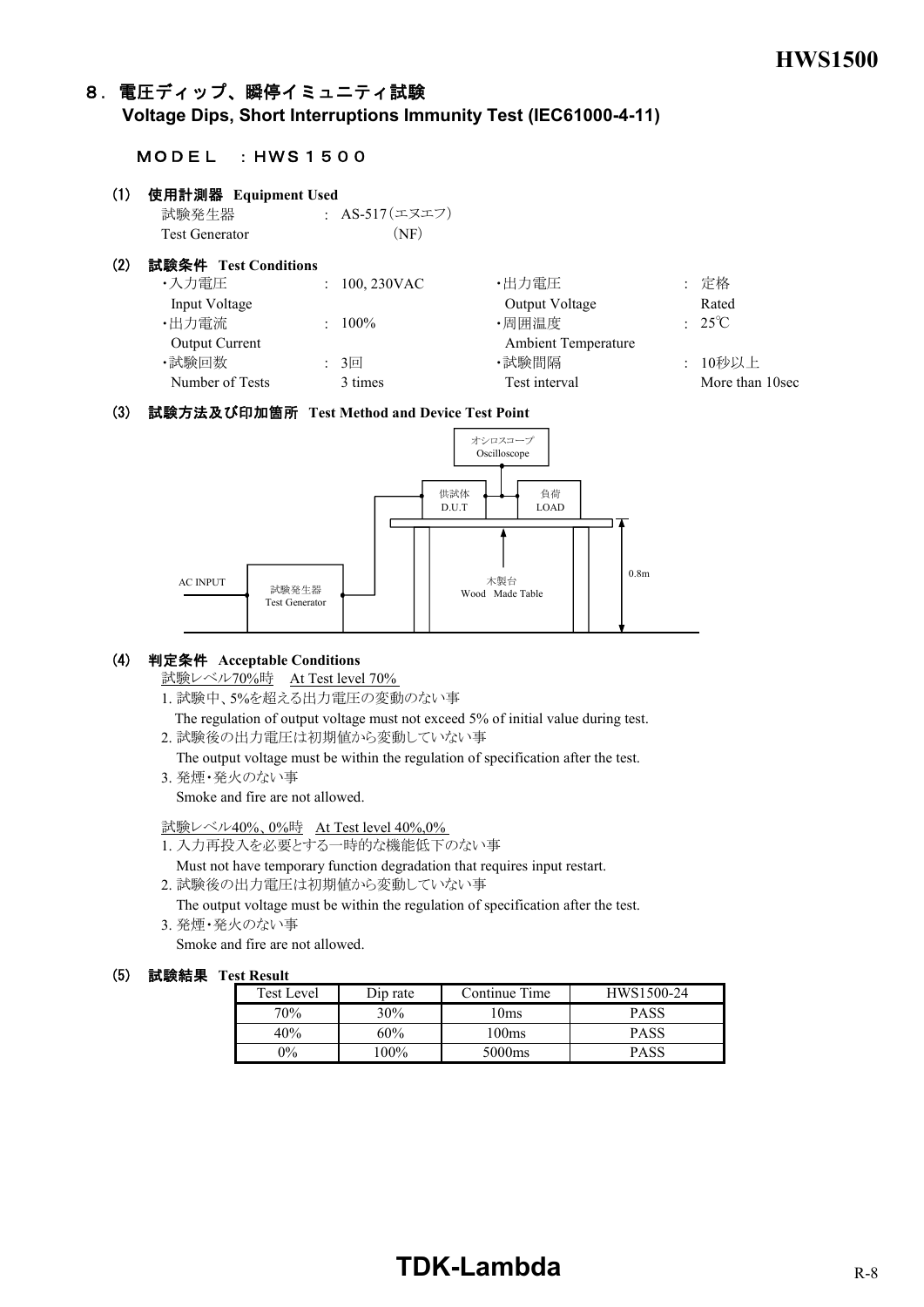## 8．電圧ディップ、瞬停イミュニティ試験
**Voltage Dips, Short Interruptions Immunity Test (IEC61000-4-11)**

ＭＯＤＥＬ　：ＨＷＳ１５００

### (1) 使用計測器 Equipment Used

試験発生器 : AS-517（エヌエフ）
Test Generator (NF)

### (2) 試験条件 Test Conditions

| | | | |
|---|---|---|---|
| ・入力電圧 Input Voltage | : 100, 230VAC | ・出力電圧 Output Voltage | : 定格 Rated |
| ・出力電流 Output Current | : 100% | ・周囲温度 Ambient Temperature | : 25℃ |
| ・試験回数 Number of Tests | : 3回 3 times | ・試験間隔 Test interval | : 10秒以上 More than 10sec |

### (3) 試験方法及び印加箇所 Test Method and Device Test Point

AC INPUT → 試験発生器 Test Generator → 供試体 D.U.T → 負荷 LOAD
オシロスコープ Oscilloscope
木製台 Wood Made Table　0.8m

### (4) 判定条件 Acceptable Conditions

試験レベル70%時　At Test level 70%

1. 試験中、5%を超える出力電圧の変動のない事
   The regulation of output voltage must not exceed 5% of initial value during test.
2. 試験後の出力電圧は初期値から変動していない事
   The output voltage must be within the regulation of specification after the test.
3. 発煙・発火のない事
   Smoke and fire are not allowed.

試験レベル40%、0%時　At Test level 40%,0%

1. 入力再投入を必要とする一時的な機能低下のない事
   Must not have temporary function degradation that requires input restart.
2. 試験後の出力電圧は初期値から変動していない事
   The output voltage must be within the regulation of specification after the test.
3. 発煙・発火のない事
   Smoke and fire are not allowed.

### (5) 試験結果 Test Result

| Test Level | Dip rate | Continue Time | HWS1500-24 |
|---|---|---|---|
| 70% | 30% | 10ms | PASS |
| 40% | 60% | 100ms | PASS |
| 0% | 100% | 5000ms | PASS |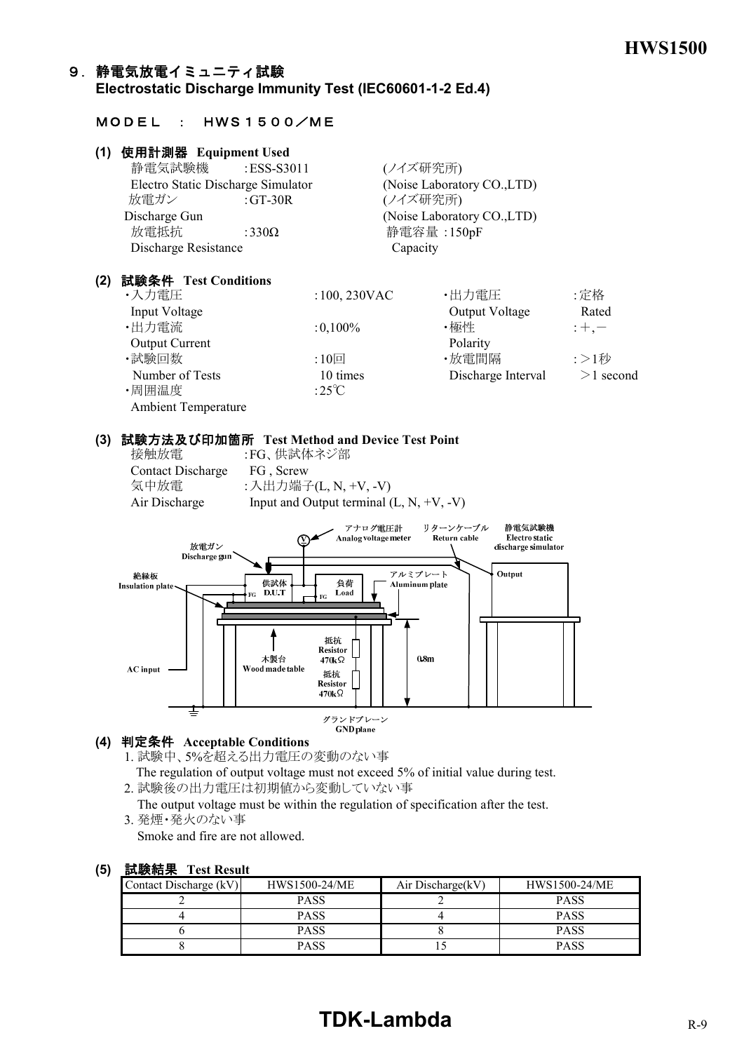## ９．静電気放電イミュニティ試験
## Electrostatic Discharge Immunity Test (IEC60601-1-2 Ed.4)

ＭＯＤＥＬ　：　ＨＷＳ１５００／ＭＥ

**(1) 使用計測器 Equipment Used**

静電気試験機　:ESS-S3011　(ノイズ研究所)
Electro Static Discharge Simulator　(Noise Laboratory CO.,LTD)
放電ガン　:GT-30R　(ノイズ研究所)
Discharge Gun　(Noise Laboratory CO.,LTD)
放電抵抗　:330Ω　静電容量 :150pF
Discharge Resistance　Capacity

**(2) 試験条件 Test Conditions**

| | | | |
|---|---|---|---|
| ・入力電圧 Input Voltage | :100, 230VAC | ・出力電圧 Output Voltage | :定格 Rated |
| ・出力電流 Output Current | :0,100% | ・極性 Polarity | :＋,－ |
| ・試験回数 Number of Tests | :10回 10 times | ・放電間隔 Discharge Interval | :＞1秒 ＞1 second |
| ・周囲温度 Ambient Temperature | :25℃ | | |

**(3) 試験方法及び印加箇所 Test Method and Device Test Point**

接触放電　:FG、供試体ネジ部
Contact Discharge　FG , Screw
気中放電　:入出力端子(L, N, +V, -V)
Air Discharge　Input and Output terminal (L, N, +V, -V)

放電ガン Discharge gun / アナログ電圧計 Analog voltage meter / リターンケーブル Return cable / 静電気試験機 Electro static discharge simulator / Output / 絶縁板 Insulation plate / 供試体 D.U.T / FG / 負荷 Load / アルミプレート Aluminum plate / 抵抗 Resistor 470kΩ / 抵抗 Resistor 470kΩ / 0.8m / 木製台 Wood made table / AC input / グランドプレーン GND plane

**(4) 判定条件 Acceptable Conditions**

1. 試験中、5%を超える出力電圧の変動のない事
   The regulation of output voltage must not exceed 5% of initial value during test.
2. 試験後の出力電圧は初期値から変動していない事
   The output voltage must be within the regulation of specification after the test.
3. 発煙・発火のない事
   Smoke and fire are not allowed.

**(5) 試験結果 Test Result**

| Contact Discharge (kV) | HWS1500-24/ME | Air Discharge(kV) | HWS1500-24/ME |
|---|---|---|---|
| 2 | PASS | 2 | PASS |
| 4 | PASS | 4 | PASS |
| 6 | PASS | 8 | PASS |
| 8 | PASS | 15 | PASS |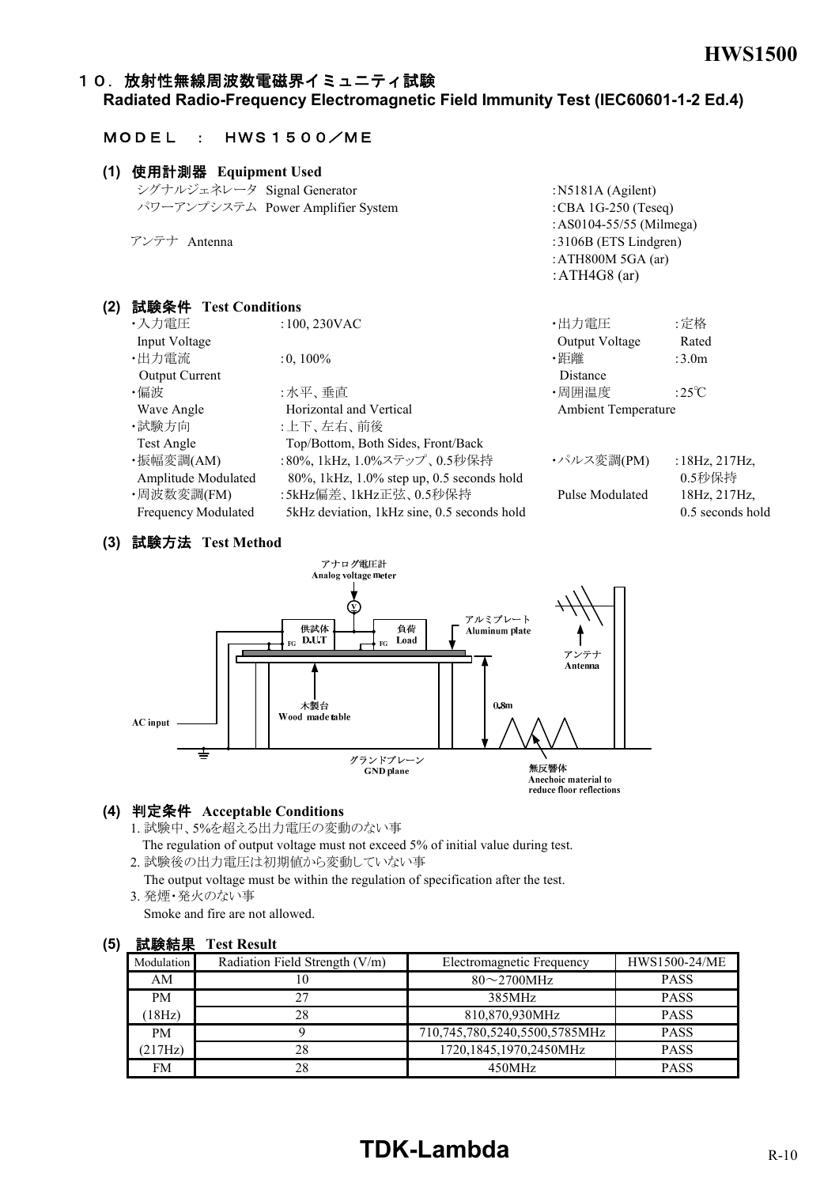## １０．放射性無線周波数電磁界イミュニティ試験
## Radiated Radio-Frequency Electromagnetic Field Immunity Test (IEC60601-1-2 Ed.4)

ＭＯＤＥＬ　：　ＨＷＳ１５００／ＭＥ

### (1) 使用計測器　Equipment Used

| | |
|---|---|
| シグナルジェネレータ　Signal Generator | :N5181A (Agilent) |
| パワーアンプシステム　Power Amplifier System | :CBA 1G-250 (Teseq) |
| | :AS0104-55/55 (Milmega) |
| アンテナ　Antenna | :3106B (ETS Lindgren) |
| | :ATH800M 5GA (ar) |
| | :ATH4G8 (ar) |

### (2) 試験条件　Test Conditions

| | | | |
|---|---|---|---|
| ・入力電圧 Input Voltage | :100, 230VAC | ・出力電圧 Output Voltage | :定格 Rated |
| ・出力電流 Output Current | :0, 100% | ・距離 Distance | :3.0m |
| ・偏波 Wave Angle | :水平、垂直 Horizontal and Vertical | ・周囲温度 Ambient Temperature | :25℃ |
| ・試験方向 Test Angle | :上下、左右、前後 Top/Bottom, Both Sides, Front/Back | | |
| ・振幅変調(AM) Amplitude Modulated | :80%, 1kHz, 1.0%ステップ、0.5秒保持 80%, 1kHz, 1.0% step up, 0.5 seconds hold | ・パルス変調(PM) Pulse Modulated | :18Hz, 217Hz, 0.5秒保持 18Hz, 217Hz, 0.5 seconds hold |
| ・周波数変調(FM) Frequency Modulated | :5kHz偏差、1kHz正弦、0.5秒保持 5kHz deviation, 1kHz sine, 0.5 seconds hold | | |

### (3) 試験方法　Test Method

アナログ電圧計 Analog voltage meter
供試体 D.U.T　負荷 Load　FG
アルミプレート Aluminum plate
アンテナ Antenna
木製台 Wood made table
AC input
0.8m
グランドプレーン GND plane
無反響体 Anechoic material to reduce floor reflections

### (4) 判定条件　Acceptable Conditions

1. 試験中、5%を超える出力電圧の変動のない事
   The regulation of output voltage must not exceed 5% of initial value during test.
2. 試験後の出力電圧は初期値から変動していない事
   The output voltage must be within the regulation of specification after the test.
3. 発煙・発火のない事
   Smoke and fire are not allowed.

### (5) 試験結果　Test Result

| Modulation | Radiation Field Strength (V/m) | Electromagnetic Frequency | HWS1500-24/ME |
|---|---|---|---|
| AM | 10 | 80～2700MHz | PASS |
| PM | 27 | 385MHz | PASS |
| (18Hz) | 28 | 810,870,930MHz | PASS |
| PM | 9 | 710,745,780,5240,5500,5785MHz | PASS |
| (217Hz) | 28 | 1720,1845,1970,2450MHz | PASS |
| FM | 28 | 450MHz | PASS |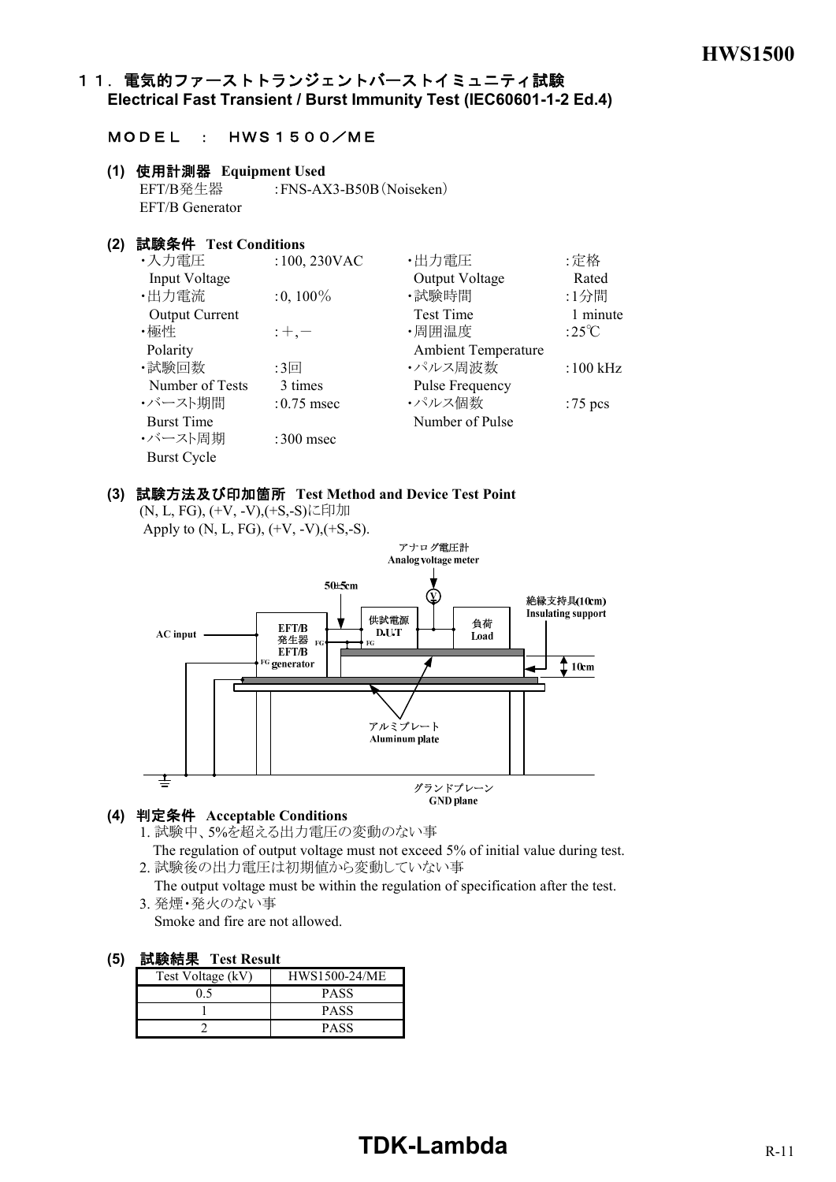## １１．電気的ファーストトランジェントバーストイミュニティ試験 Electrical Fast Transient / Burst Immunity Test (IEC60601-1-2 Ed.4)

ＭＯＤＥＬ　：　ＨＷＳ１５００／ＭＥ

**(1) 使用計測器　Equipment Used**

EFT/B発生器 EFT/B Generator　:FNS-AX3-B50B（Noiseken）

**(2) 試験条件　Test Conditions**

| | | | |
|---|---|---|---|
| ・入力電圧 Input Voltage | :100, 230VAC | ・出力電圧 Output Voltage | :定格 Rated |
| ・出力電流 Output Current | :0, 100% | ・試験時間 Test Time | :1分間 1 minute |
| ・極性 Polarity | :＋,－ | ・周囲温度 Ambient Temperature | :25℃ |
| ・試験回数 Number of Tests | :3回 3 times | ・パルス周波数 Pulse Frequency | :100 kHz |
| ・バースト期間 Burst Time | :0.75 msec | ・パルス個数 Number of Pulse | :75 pcs |
| ・バースト周期 Burst Cycle | :300 msec | | |

**(3) 試験方法及び印加箇所　Test Method and Device Test Point**

(N, L, FG), (+V, -V),(+S,-S)に印加
Apply to (N, L, FG), (+V, -V),(+S,-S).

アナログ電圧計 Analog voltage meter
50±5cm
AC input
EFT/B発生器 EFT/B generator
供試電源 D.U.T
負荷 Load
絶縁支持具(10cm) Insulating support
10cm
アルミプレート Aluminum plate
グランドプレーン GND plane

**(4) 判定条件　Acceptable Conditions**

1. 試験中、5%を超える出力電圧の変動のない事
   The regulation of output voltage must not exceed 5% of initial value during test.
2. 試験後の出力電圧は初期値から変動していない事
   The output voltage must be within the regulation of specification after the test.
3. 発煙・発火のない事
   Smoke and fire are not allowed.

**(5) 試験結果　Test Result**

| Test Voltage (kV) | HWS1500-24/ME |
|---|---|
| 0.5 | PASS |
| 1 | PASS |
| 2 | PASS |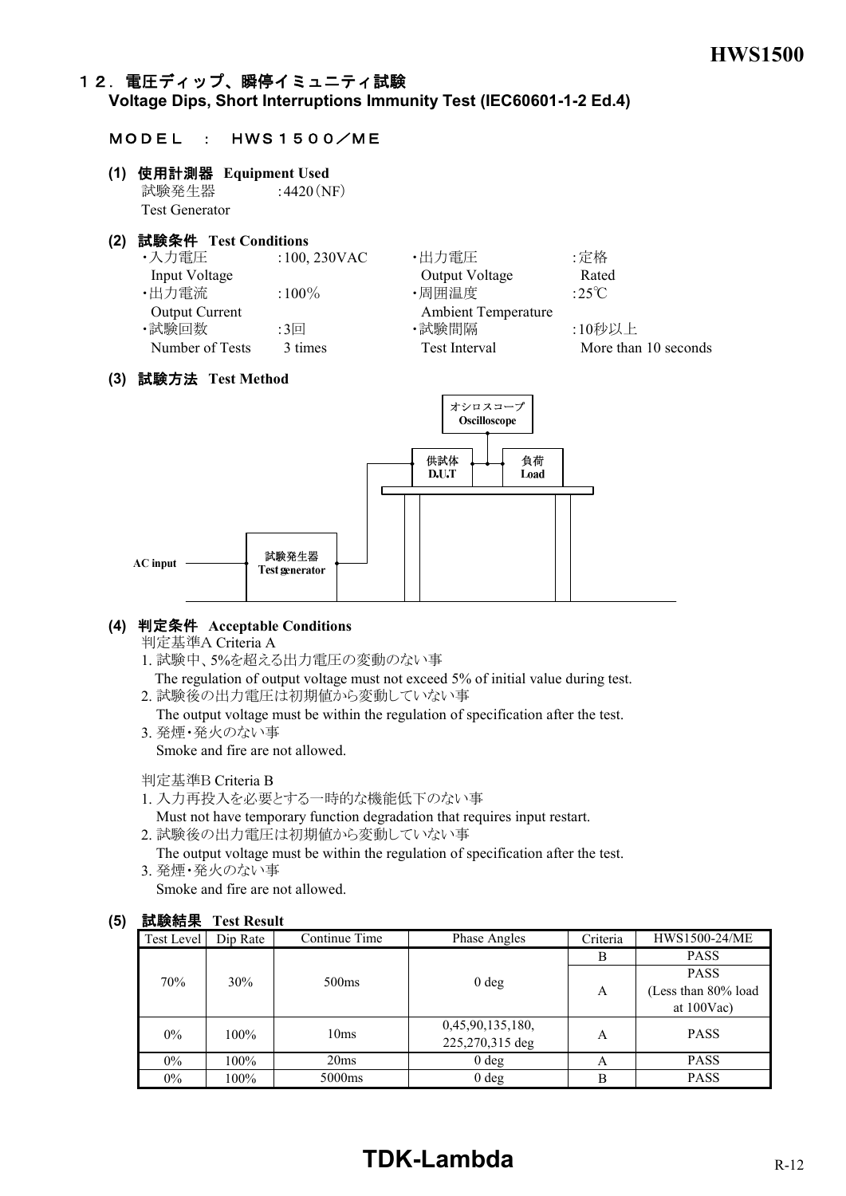## １２．電圧ディップ、瞬停イミュニティ試験
**Voltage Dips, Short Interruptions Immunity Test (IEC60601-1-2 Ed.4)**

ＭＯＤＥＬ　：　ＨＷＳ１５００／ＭＥ

### (1) 使用計測器 Equipment Used

試験発生器 Test Generator　:4420（NF）

### (2) 試験条件 Test Conditions

| | | | |
|---|---|---|---|
| ・入力電圧 Input Voltage | :100, 230VAC | ・出力電圧 Output Voltage | :定格 Rated |
| ・出力電流 Output Current | :100% | ・周囲温度 Ambient Temperature | :25℃ |
| ・試験回数 Number of Tests | :3回 3 times | ・試験間隔 Test Interval | :10秒以上 More than 10 seconds |

### (3) 試験方法 Test Method

オシロスコープ Oscilloscope

供試体 D.U.T

負荷 Load

AC input

試験発生器 Test generator

### (4) 判定条件 Acceptable Conditions

判定基準A Criteria A

1. 試験中、5%を超える出力電圧の変動のない事
   The regulation of output voltage must not exceed 5% of initial value during test.
2. 試験後の出力電圧は初期値から変動していない事
   The output voltage must be within the regulation of specification after the test.
3. 発煙・発火のない事
   Smoke and fire are not allowed.

判定基準B Criteria B

1. 入力再投入を必要とする一時的な機能低下のない事
   Must not have temporary function degradation that requires input restart.
2. 試験後の出力電圧は初期値から変動していない事
   The output voltage must be within the regulation of specification after the test.
3. 発煙・発火のない事
   Smoke and fire are not allowed.

### (5) 試験結果 Test Result

| Test Level | Dip Rate | Continue Time | Phase Angles | Criteria | HWS1500-24/ME |
|---|---|---|---|---|---|
| 70% | 30% | 500ms | 0 deg | B | PASS |
| | | | | A | PASS (Less than 80% load at 100Vac) |
| 0% | 100% | 10ms | 0,45,90,135,180, 225,270,315 deg | A | PASS |
| 0% | 100% | 20ms | 0 deg | A | PASS |
| 0% | 100% | 5000ms | 0 deg | B | PASS |